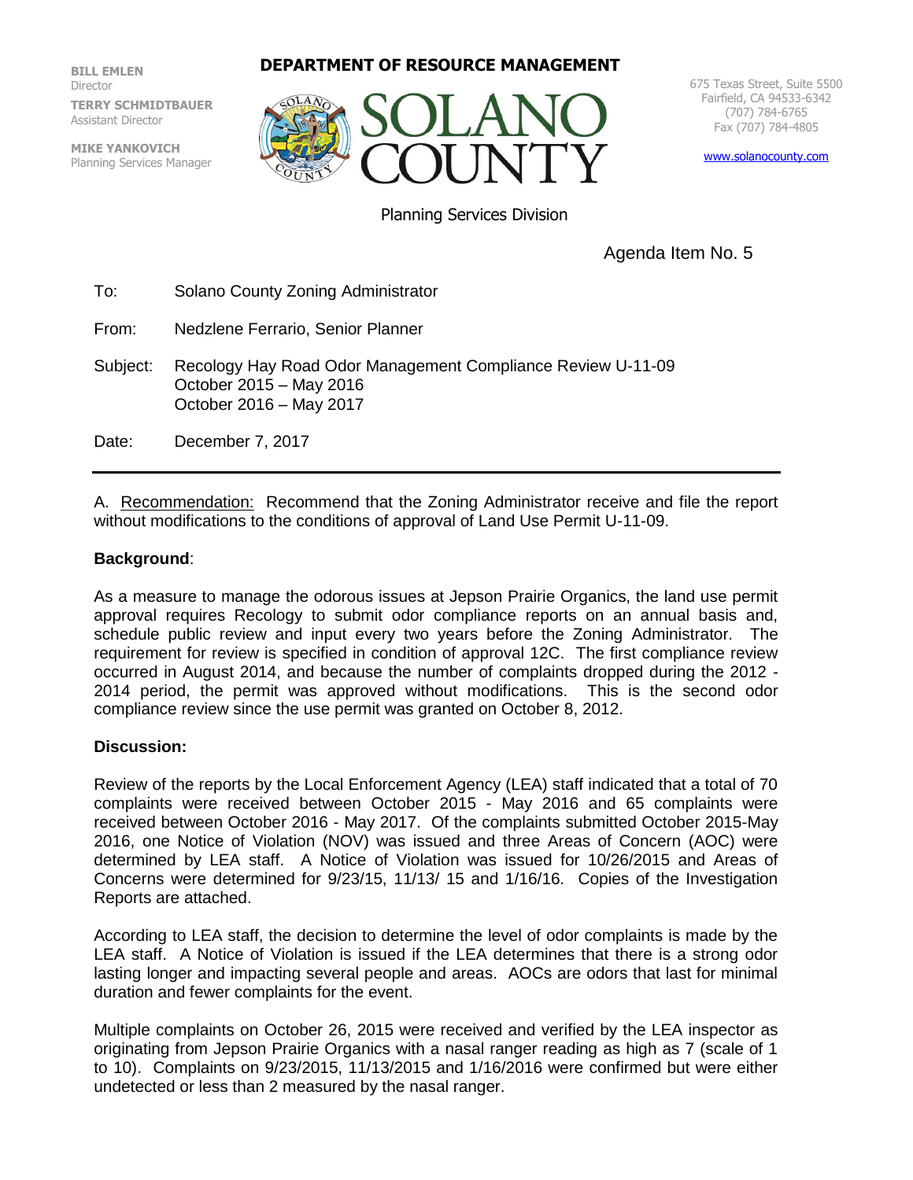**BILL EMLEN**
Director

**TERRY SCHMIDTBAUER**
Assistant Director

**MIKE YANKOVICH**
Planning Services Manager

**DEPARTMENT OF RESOURCE MANAGEMENT**

SOLANO COUNTY

675 Texas Street, Suite 5500
Fairfield, CA 94533-6342
(707) 784-6765
Fax (707) 784-4805

www.solanocounty.com

Planning Services Division

Agenda Item No. 5

To: Solano County Zoning Administrator

From: Nedzlene Ferrario, Senior Planner

Subject: Recology Hay Road Odor Management Compliance Review U-11-09
October 2015 – May 2016
October 2016 – May 2017

Date: December 7, 2017

---

A. Recommendation: Recommend that the Zoning Administrator receive and file the report without modifications to the conditions of approval of Land Use Permit U-11-09.

**Background**:

As a measure to manage the odorous issues at Jepson Prairie Organics, the land use permit approval requires Recology to submit odor compliance reports on an annual basis and, schedule public review and input every two years before the Zoning Administrator. The requirement for review is specified in condition of approval 12C. The first compliance review occurred in August 2014, and because the number of complaints dropped during the 2012 - 2014 period, the permit was approved without modifications. This is the second odor compliance review since the use permit was granted on October 8, 2012.

**Discussion:**

Review of the reports by the Local Enforcement Agency (LEA) staff indicated that a total of 70 complaints were received between October 2015 - May 2016 and 65 complaints were received between October 2016 - May 2017. Of the complaints submitted October 2015-May 2016, one Notice of Violation (NOV) was issued and three Areas of Concern (AOC) were determined by LEA staff. A Notice of Violation was issued for 10/26/2015 and Areas of Concerns were determined for 9/23/15, 11/13/ 15 and 1/16/16. Copies of the Investigation Reports are attached.

According to LEA staff, the decision to determine the level of odor complaints is made by the LEA staff. A Notice of Violation is issued if the LEA determines that there is a strong odor lasting longer and impacting several people and areas. AOCs are odors that last for minimal duration and fewer complaints for the event.

Multiple complaints on October 26, 2015 were received and verified by the LEA inspector as originating from Jepson Prairie Organics with a nasal ranger reading as high as 7 (scale of 1 to 10). Complaints on 9/23/2015, 11/13/2015 and 1/16/2016 were confirmed but were either undetected or less than 2 measured by the nasal ranger.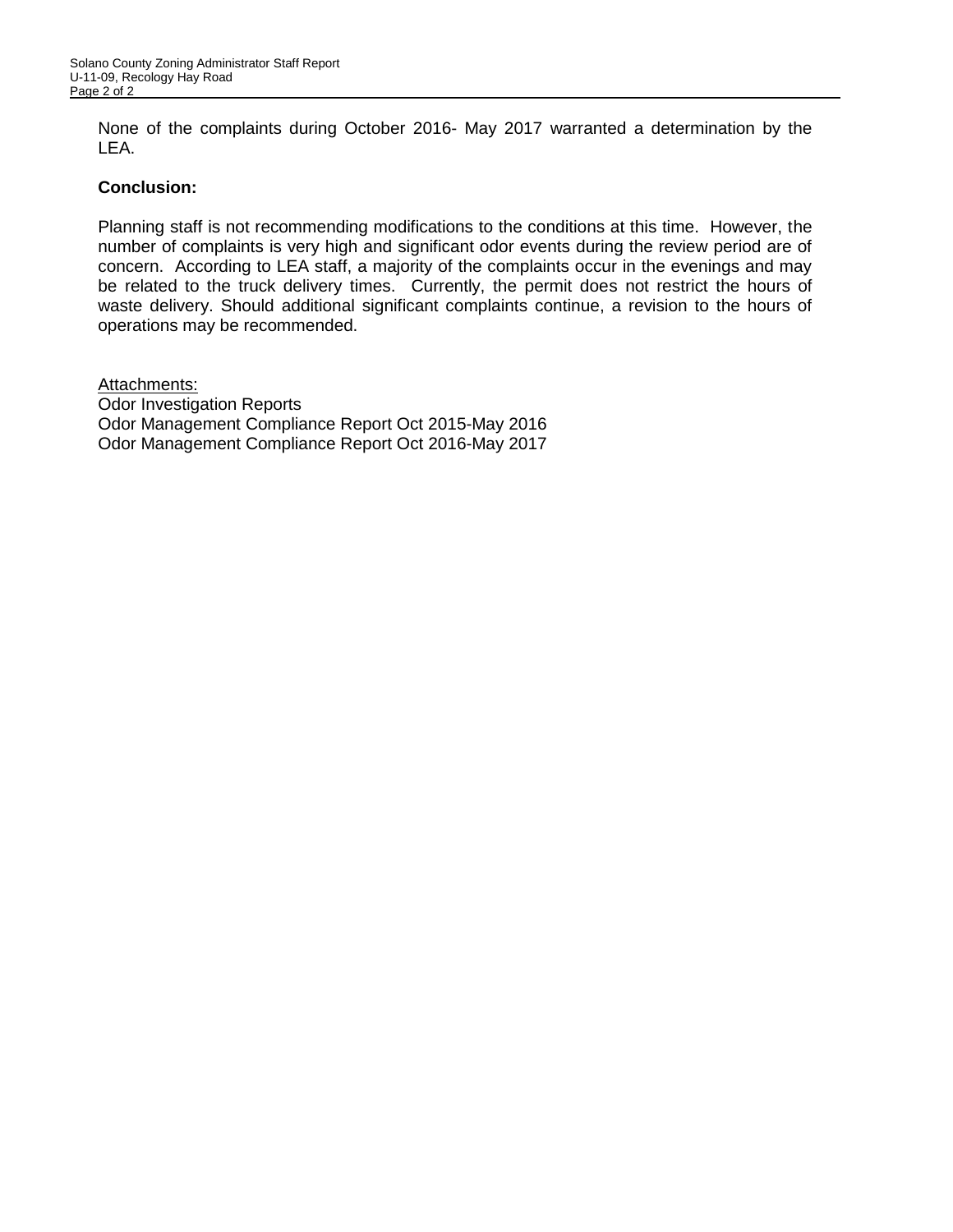None of the complaints during October 2016- May 2017 warranted a determination by the LEA.

**Conclusion:**

Planning staff is not recommending modifications to the conditions at this time. However, the number of complaints is very high and significant odor events during the review period are of concern. According to LEA staff, a majority of the complaints occur in the evenings and may be related to the truck delivery times. Currently, the permit does not restrict the hours of waste delivery. Should additional significant complaints continue, a revision to the hours of operations may be recommended.

<u>Attachments:</u>
Odor Investigation Reports
Odor Management Compliance Report Oct 2015-May 2016
Odor Management Compliance Report Oct 2016-May 2017